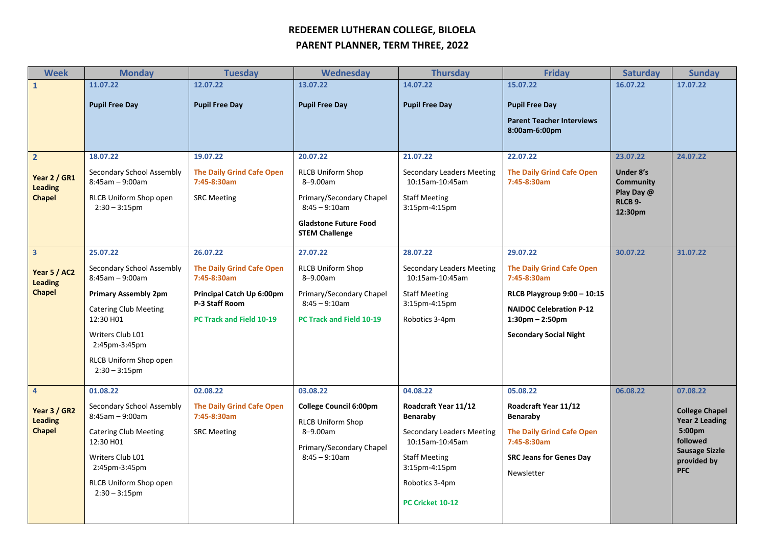# REDEEMER LUTHERAN COLLEGE, BILOELA

## PARENT PLANNER, TERM THREE, 2022

| Week | Monday | Tuesday | Wednesday | Thursday | Friday | Saturday | Sunday |
|---|---|---|---|---|---|---|---|
| **1** | **11.07.22**<br><br>**Pupil Free Day** | **12.07.22**<br><br>**Pupil Free Day** | **13.07.22**<br><br>**Pupil Free Day** | **14.07.22**<br><br>**Pupil Free Day** | **15.07.22**<br><br>**Pupil Free Day**<br><br>**Parent Teacher Interviews 8:00am-6:00pm** | **16.07.22** | **17.07.22** |
| **2**<br><br>**Year 2 / GR1 Leading Chapel** | **18.07.22**<br><br>Secondary School Assembly 8:45am – 9:00am<br><br>RLCB Uniform Shop open 2:30 – 3:15pm | **19.07.22**<br><br>**The Daily Grind Cafe Open 7:45-8:30am**<br><br>SRC Meeting | **20.07.22**<br><br>RLCB Uniform Shop 8–9.00am<br><br>Primary/Secondary Chapel 8:45 – 9:10am<br><br>**Gladstone Future Food STEM Challenge** | **21.07.22**<br><br>Secondary Leaders Meeting 10:15am-10:45am<br><br>Staff Meeting 3:15pm-4:15pm | **22.07.22**<br><br>**The Daily Grind Cafe Open 7:45-8:30am** | **23.07.22**<br><br>**Under 8's Community Play Day @ RLCB 9-12:30pm** | **24.07.22** |
| **3**<br><br>**Year 5 / AC2 Leading Chapel** | **25.07.22**<br><br>Secondary School Assembly 8:45am – 9:00am<br><br>**Primary Assembly 2pm**<br><br>Catering Club Meeting 12:30 H01<br><br>Writers Club L01 2:45pm-3:45pm<br><br>RLCB Uniform Shop open 2:30 – 3:15pm | **26.07.22**<br><br>**The Daily Grind Cafe Open 7:45-8:30am**<br><br>**Principal Catch Up 6:00pm P-3 Staff Room**<br><br>**PC Track and Field 10-19** | **27.07.22**<br><br>RLCB Uniform Shop 8–9.00am<br><br>Primary/Secondary Chapel 8:45 – 9:10am<br><br>**PC Track and Field 10-19** | **28.07.22**<br><br>Secondary Leaders Meeting 10:15am-10:45am<br><br>Staff Meeting 3:15pm-4:15pm<br><br>Robotics 3-4pm | **29.07.22**<br><br>**The Daily Grind Cafe Open 7:45-8:30am**<br><br>**RLCB Playgroup 9:00 – 10:15**<br><br>**NAIDOC Celebration P-12 1:30pm – 2:50pm**<br><br>**Secondary Social Night** | **30.07.22** | **31.07.22** |
| **4**<br><br>**Year 3 / GR2 Leading Chapel** | **01.08.22**<br><br>Secondary School Assembly 8:45am – 9:00am<br><br>Catering Club Meeting 12:30 H01<br><br>Writers Club L01 2:45pm-3:45pm<br><br>RLCB Uniform Shop open 2:30 – 3:15pm | **02.08.22**<br><br>**The Daily Grind Cafe Open 7:45-8:30am**<br><br>SRC Meeting | **03.08.22**<br><br>**College Council 6:00pm**<br><br>RLCB Uniform Shop 8–9.00am<br><br>Primary/Secondary Chapel 8:45 – 9:10am | **04.08.22**<br><br>**Roadcraft Year 11/12 Benaraby**<br><br>Secondary Leaders Meeting 10:15am-10:45am<br><br>Staff Meeting 3:15pm-4:15pm<br><br>Robotics 3-4pm<br><br>**PC Cricket 10-12** | **05.08.22**<br><br>**Roadcraft Year 11/12 Benaraby**<br><br>**The Daily Grind Cafe Open 7:45-8:30am**<br><br>**SRC Jeans for Genes Day**<br><br>Newsletter | **06.08.22** | **07.08.22**<br><br>**College Chapel Year 2 Leading 5:00pm followed Sausage Sizzle provided by PFC** |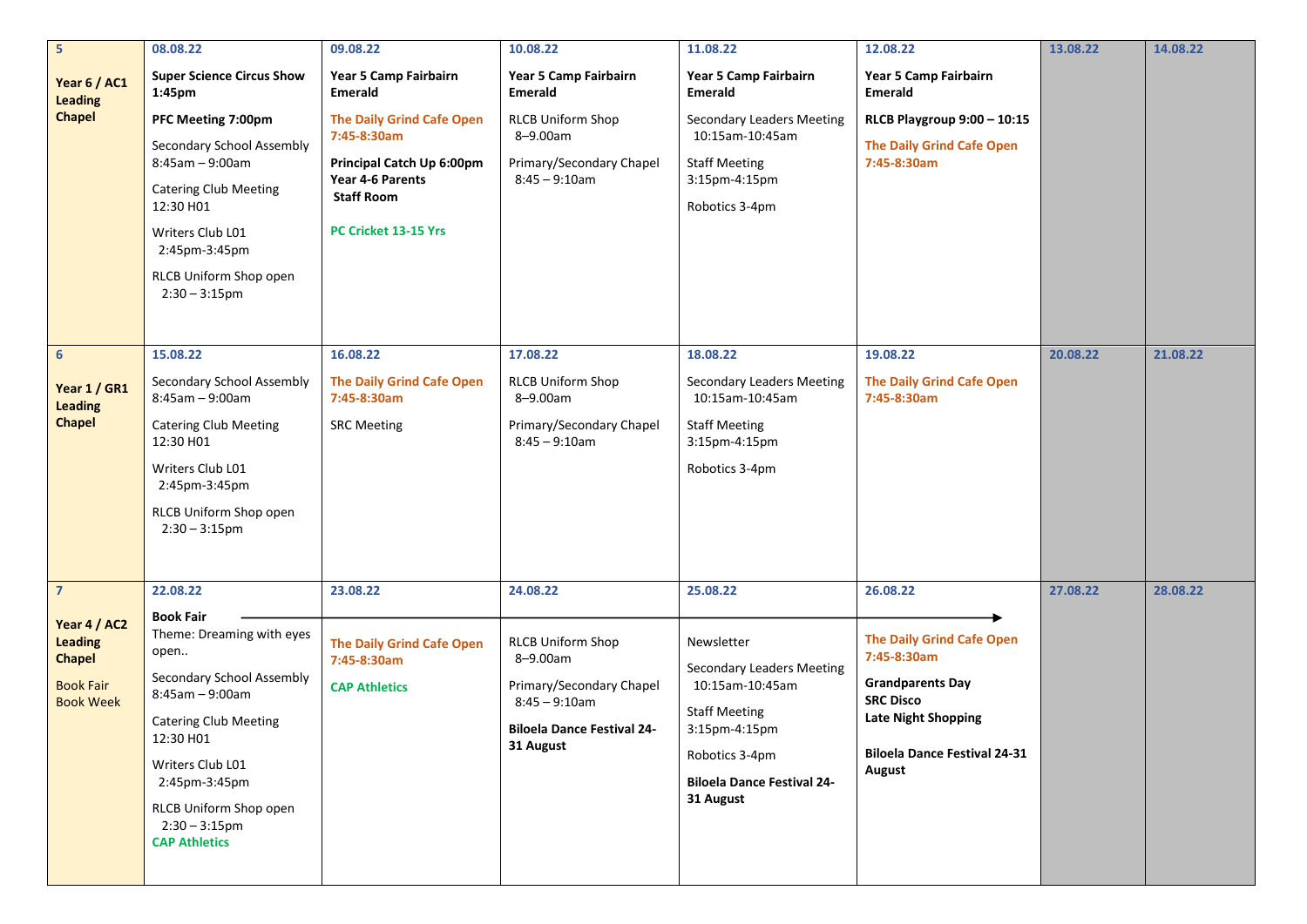| 5<br><br>**Year 6 / AC1 Leading Chapel** | **08.08.22**<br><br>**Super Science Circus Show 1:45pm**<br><br>**PFC Meeting 7:00pm**<br><br>Secondary School Assembly 8:45am – 9:00am<br><br>Catering Club Meeting 12:30 H01<br><br>Writers Club L01 2:45pm-3:45pm<br><br>RLCB Uniform Shop open 2:30 – 3:15pm | **09.08.22**<br><br>**Year 5 Camp Fairbairn Emerald**<br><br>**The Daily Grind Cafe Open 7:45-8:30am**<br><br>**Principal Catch Up 6:00pm Year 4-6 Parents Staff Room**<br><br>**PC Cricket 13-15 Yrs** | **10.08.22**<br><br>**Year 5 Camp Fairbairn Emerald**<br><br>RLCB Uniform Shop 8–9.00am<br><br>Primary/Secondary Chapel 8:45 – 9:10am | **11.08.22**<br><br>**Year 5 Camp Fairbairn Emerald**<br><br>Secondary Leaders Meeting 10:15am-10:45am<br><br>Staff Meeting 3:15pm-4:15pm<br><br>Robotics 3-4pm | **12.08.22**<br><br>**Year 5 Camp Fairbairn Emerald**<br><br>**RLCB Playgroup 9:00 – 10:15**<br><br>**The Daily Grind Cafe Open 7:45-8:30am** | **13.08.22** | **14.08.22** |
|---|---|---|---|---|---|---|---|
| 6<br><br>**Year 1 / GR1 Leading Chapel** | **15.08.22**<br><br>Secondary School Assembly 8:45am – 9:00am<br><br>Catering Club Meeting 12:30 H01<br><br>Writers Club L01 2:45pm-3:45pm<br><br>RLCB Uniform Shop open 2:30 – 3:15pm | **16.08.22**<br><br>**The Daily Grind Cafe Open 7:45-8:30am**<br><br>SRC Meeting | **17.08.22**<br><br>RLCB Uniform Shop 8–9.00am<br><br>Primary/Secondary Chapel 8:45 – 9:10am | **18.08.22**<br><br>Secondary Leaders Meeting 10:15am-10:45am<br><br>Staff Meeting 3:15pm-4:15pm<br><br>Robotics 3-4pm | **19.08.22**<br><br>**The Daily Grind Cafe Open 7:45-8:30am** | **20.08.22** | **21.08.22** |
| 7<br><br>**Year 4 / AC2 Leading Chapel**<br><br>Book Fair Book Week | **22.08.22**<br><br>**Book Fair** →<br>Theme: Dreaming with eyes open..<br><br>Secondary School Assembly 8:45am – 9:00am<br><br>Catering Club Meeting 12:30 H01<br><br>Writers Club L01 2:45pm-3:45pm<br><br>RLCB Uniform Shop open 2:30 – 3:15pm<br>**CAP Athletics** | **23.08.22**<br><br>**The Daily Grind Cafe Open 7:45-8:30am**<br><br>**CAP Athletics** | **24.08.22**<br><br>RLCB Uniform Shop 8–9.00am<br><br>Primary/Secondary Chapel 8:45 – 9:10am<br><br>**Biloela Dance Festival 24-31 August** | **25.08.22**<br><br>Newsletter<br><br>Secondary Leaders Meeting 10:15am-10:45am<br><br>Staff Meeting 3:15pm-4:15pm<br><br>Robotics 3-4pm<br><br>**Biloela Dance Festival 24-31 August** | **26.08.22**<br><br>**The Daily Grind Cafe Open 7:45-8:30am**<br><br>**Grandparents Day**<br>**SRC Disco**<br>**Late Night Shopping**<br><br>**Biloela Dance Festival 24-31 August** | **27.08.22** | **28.08.22** |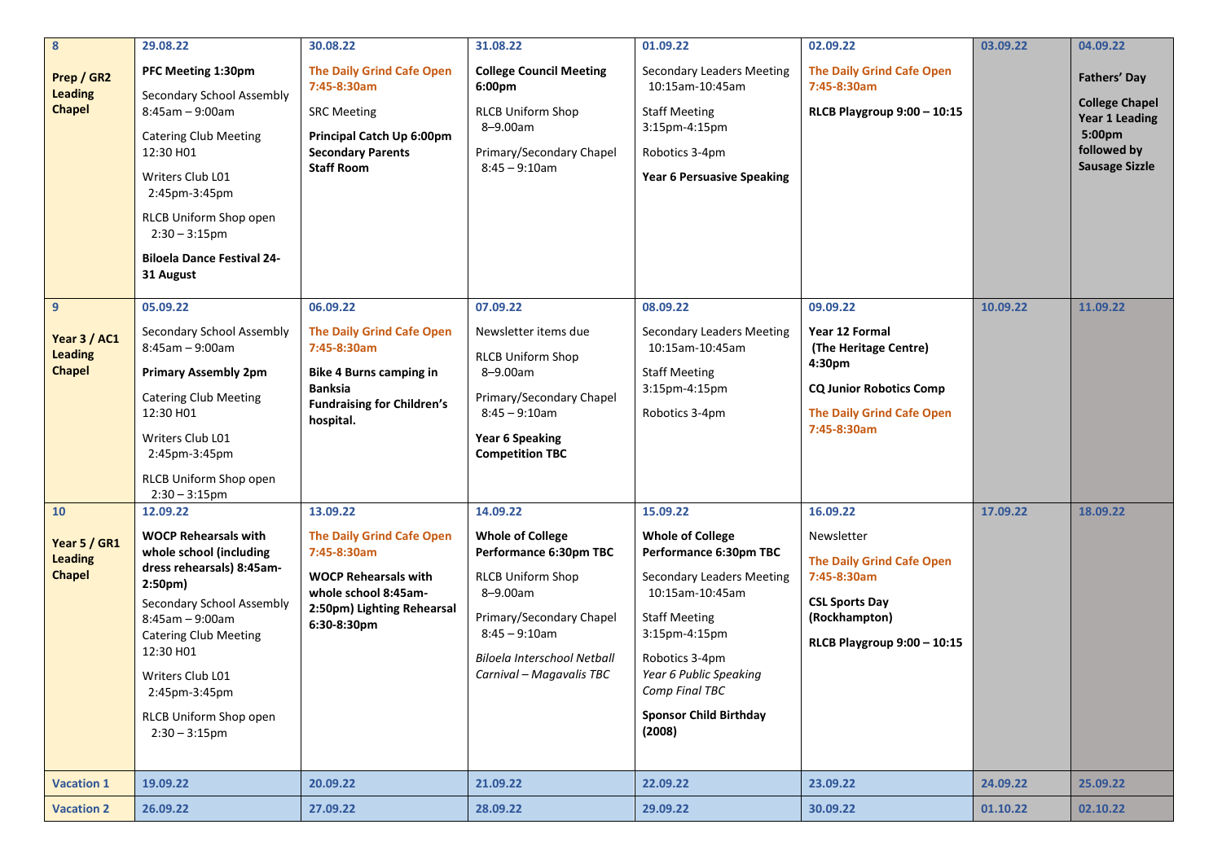| | | | | | | | |
|---|---|---|---|---|---|---|---|
| **8**<br><br>**Prep / GR2 Leading Chapel** | **29.08.22**<br><br>**PFC Meeting 1:30pm**<br><br>Secondary School Assembly 8:45am – 9:00am<br><br>Catering Club Meeting 12:30 H01<br><br>Writers Club L01 2:45pm-3:45pm<br><br>RLCB Uniform Shop open 2:30 – 3:15pm<br><br>**Biloela Dance Festival 24-31 August** | **30.08.22**<br><br>**The Daily Grind Cafe Open 7:45-8:30am**<br><br>SRC Meeting<br><br>**Principal Catch Up 6:00pm Secondary Parents Staff Room** | **31.08.22**<br><br>**College Council Meeting 6:00pm**<br><br>RLCB Uniform Shop 8–9.00am<br><br>Primary/Secondary Chapel 8:45 – 9:10am | **01.09.22**<br><br>Secondary Leaders Meeting 10:15am-10:45am<br><br>Staff Meeting 3:15pm-4:15pm<br><br>Robotics 3-4pm<br><br>**Year 6 Persuasive Speaking** | **02.09.22**<br><br>**The Daily Grind Cafe Open 7:45-8:30am**<br><br>**RLCB Playgroup 9:00 – 10:15** | **03.09.22** | **04.09.22**<br><br>**Fathers' Day**<br><br>**College Chapel Year 1 Leading 5:00pm followed by Sausage Sizzle** |
| **9**<br><br>**Year 3 / AC1 Leading Chapel** | **05.09.22**<br><br>Secondary School Assembly 8:45am – 9:00am<br><br>**Primary Assembly 2pm**<br><br>Catering Club Meeting 12:30 H01<br><br>Writers Club L01 2:45pm-3:45pm<br><br>RLCB Uniform Shop open 2:30 – 3:15pm | **06.09.22**<br><br>**The Daily Grind Cafe Open 7:45-8:30am**<br><br>**Bike 4 Burns camping in Banksia Fundraising for Children's hospital.** | **07.09.22**<br><br>Newsletter items due<br><br>RLCB Uniform Shop 8–9.00am<br><br>Primary/Secondary Chapel 8:45 – 9:10am<br><br>**Year 6 Speaking Competition TBC** | **08.09.22**<br><br>Secondary Leaders Meeting 10:15am-10:45am<br><br>Staff Meeting 3:15pm-4:15pm<br><br>Robotics 3-4pm | **09.09.22**<br><br>**Year 12 Formal (The Heritage Centre) 4:30pm**<br><br>**CQ Junior Robotics Comp**<br><br>**The Daily Grind Cafe Open 7:45-8:30am** | **10.09.22** | **11.09.22** |
| **10**<br><br>**Year 5 / GR1 Leading Chapel** | **12.09.22**<br><br>**WOCP Rehearsals with whole school (including dress rehearsals) 8:45am-2:50pm)**<br><br>Secondary School Assembly 8:45am – 9:00am<br><br>Catering Club Meeting 12:30 H01<br><br>Writers Club L01 2:45pm-3:45pm<br><br>RLCB Uniform Shop open 2:30 – 3:15pm | **13.09.22**<br><br>**The Daily Grind Cafe Open 7:45-8:30am**<br><br>**WOCP Rehearsals with whole school 8:45am-2:50pm) Lighting Rehearsal 6:30-8:30pm** | **14.09.22**<br><br>**Whole of College Performance 6:30pm TBC**<br><br>RLCB Uniform Shop 8–9.00am<br><br>Primary/Secondary Chapel 8:45 – 9:10am<br><br>*Biloela Interschool Netball Carnival – Magavalis TBC* | **15.09.22**<br><br>**Whole of College Performance 6:30pm TBC**<br><br>Secondary Leaders Meeting 10:15am-10:45am<br><br>Staff Meeting 3:15pm-4:15pm<br><br>Robotics 3-4pm<br><br>*Year 6 Public Speaking Comp Final TBC*<br><br>**Sponsor Child Birthday (2008)** | **16.09.22**<br><br>Newsletter<br><br>**The Daily Grind Cafe Open 7:45-8:30am**<br><br>**CSL Sports Day (Rockhampton)**<br><br>**RLCB Playgroup 9:00 – 10:15** | **17.09.22** | **18.09.22** |
| **Vacation 1** | **19.09.22** | **20.09.22** | **21.09.22** | **22.09.22** | **23.09.22** | **24.09.22** | **25.09.22** |
| **Vacation 2** | **26.09.22** | **27.09.22** | **28.09.22** | **29.09.22** | **30.09.22** | **01.10.22** | **02.10.22** |